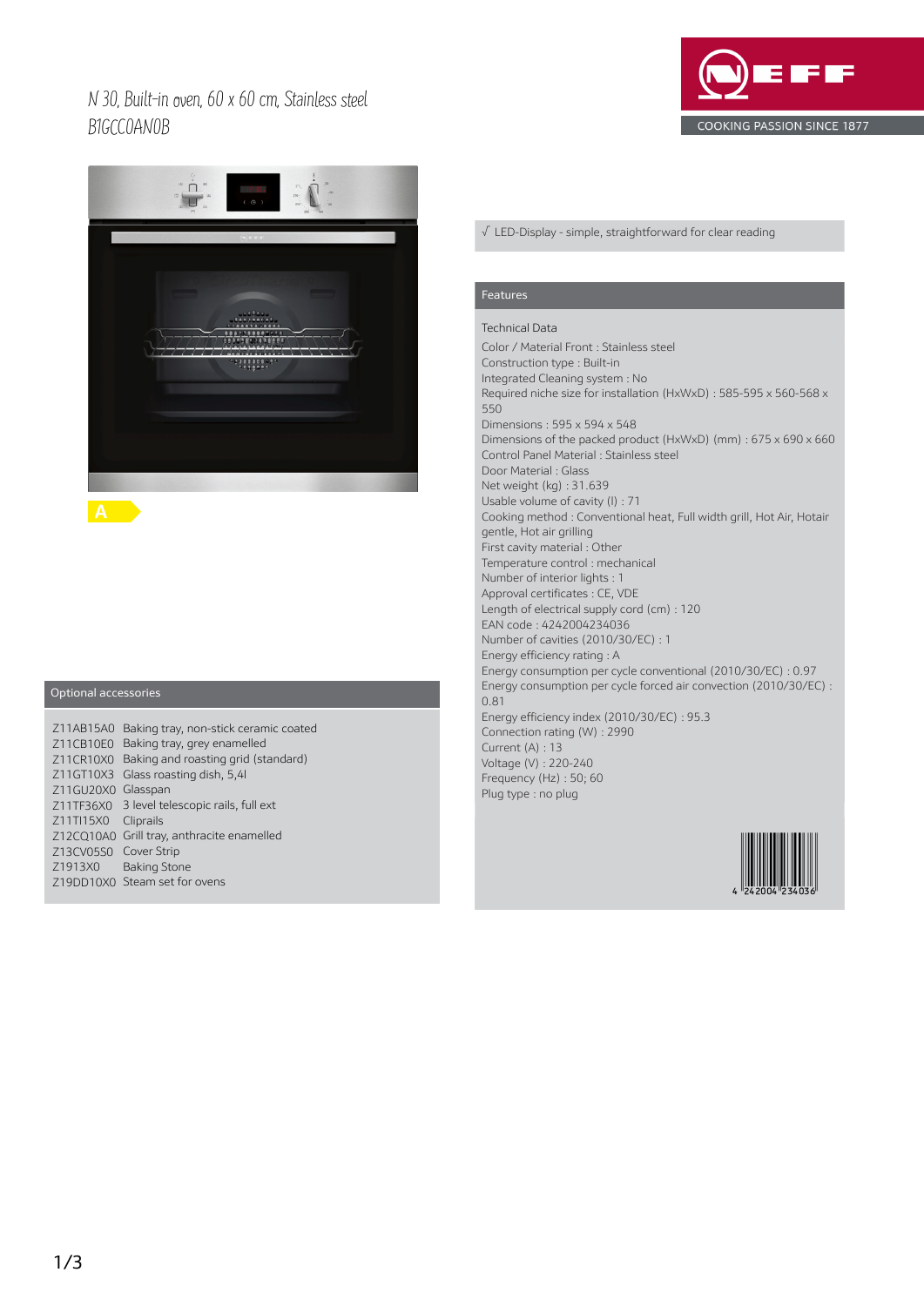# N 30, Built-in oven, 60 x 60 cm, Stainless steel
## B1GCC0AN0B

NEFF

COOKING PASSION SINCE 1877

A

√ LED-Display - simple, straightforward for clear reading

## Features

Technical Data

Color / Material Front : Stainless steel
Construction type : Built-in
Integrated Cleaning system : No
Required niche size for installation (HxWxD) : 585-595 x 560-568 x 550
Dimensions : 595 x 594 x 548
Dimensions of the packed product (HxWxD) (mm) : 675 x 690 x 660
Control Panel Material : Stainless steel
Door Material : Glass
Net weight (kg) : 31.639
Usable volume of cavity (l) : 71
Cooking method : Conventional heat, Full width grill, Hot Air, Hotair gentle, Hot air grilling
First cavity material : Other
Temperature control : mechanical
Number of interior lights : 1
Approval certificates : CE, VDE
Length of electrical supply cord (cm) : 120
EAN code : 4242004234036
Number of cavities (2010/30/EC) : 1
Energy efficiency rating : A
Energy consumption per cycle conventional (2010/30/EC) : 0.97
Energy consumption per cycle forced air convection (2010/30/EC) : 0.81
Energy efficiency index (2010/30/EC) : 95.3
Connection rating (W) : 2990
Current (A) : 13
Voltage (V) : 220-240
Frequency (Hz) : 50; 60
Plug type : no plug

4 242004 234036

## Optional accessories

| | |
|---|---|
| Z11AB15A0 | Baking tray, non-stick ceramic coated |
| Z11CB10E0 | Baking tray, grey enamelled |
| Z11CR10X0 | Baking and roasting grid (standard) |
| Z11GT10X3 | Glass roasting dish, 5,4l |
| Z11GU20X0 | Glasspan |
| Z11TF36X0 | 3 level telescopic rails, full ext |
| Z11TI15X0 | Cliprails |
| Z12CQ10A0 | Grill tray, anthracite enamelled |
| Z13CV05S0 | Cover Strip |
| Z1913X0 | Baking Stone |
| Z19DD10X0 | Steam set for ovens |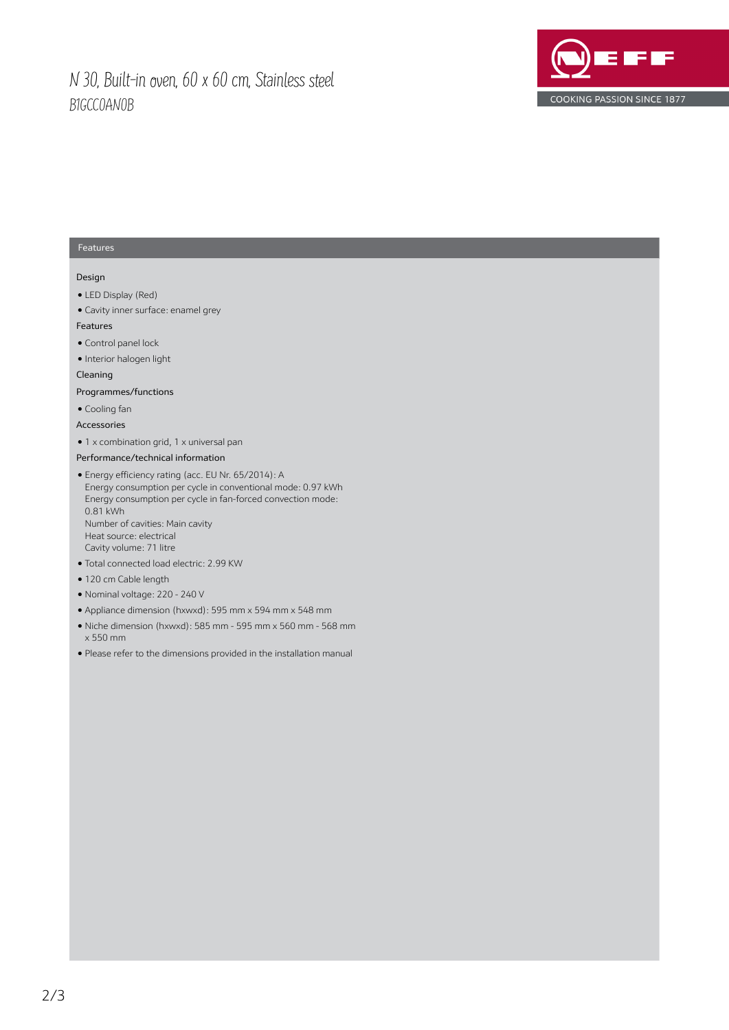# N 30, Built-in oven, 60 x 60 cm, Stainless steel

B1GCC0AN0B

## Features

### Design

- LED Display (Red)
- Cavity inner surface: enamel grey

### Features

- Control panel lock
- Interior halogen light

### Cleaning

### Programmes/functions

- Cooling fan

### Accessories

- 1 x combination grid, 1 x universal pan

### Performance/technical information

- Energy efficiency rating (acc. EU Nr. 65/2014): A
  Energy consumption per cycle in conventional mode: 0.97 kWh
  Energy consumption per cycle in fan-forced convection mode: 0.81 kWh
  Number of cavities: Main cavity
  Heat source: electrical
  Cavity volume: 71 litre
- Total connected load electric: 2.99 KW
- 120 cm Cable length
- Nominal voltage: 220 - 240 V
- Appliance dimension (hxwxd): 595 mm x 594 mm x 548 mm
- Niche dimension (hxwxd): 585 mm - 595 mm x 560 mm - 568 mm x 550 mm
- Please refer to the dimensions provided in the installation manual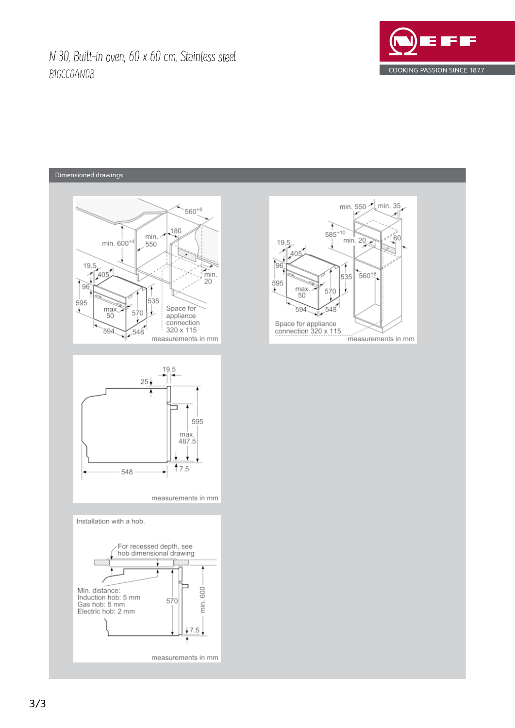# N 30, Built-in oven, 60 x 60 cm, Stainless steel

B1GCC0AN0B

NEFF

COOKING PASSION SINCE 1877

## Dimensioned drawings

560+8
180
min. 600+4
min. 550
19,5
405
96
595
max. 50
570
535
min. 20
Space for appliance connection 320 x 115
594
548
measurements in mm

min. 550
min. 35
585+10
min. 20
60
19,5
405
96
595
max. 50
535
570
560+8
594
548
Space for appliance connection 320 x 115
measurements in mm

19.5
25
595
max. 487.5
548
7.5
measurements in mm

Installation with a hob.

For recessed depth, see hob dimensional drawing

Min. distance:
Induction hob: 5 mm
Gas hob: 5 mm
Electric hob: 2 mm

570
min. 600
7.5
measurements in mm